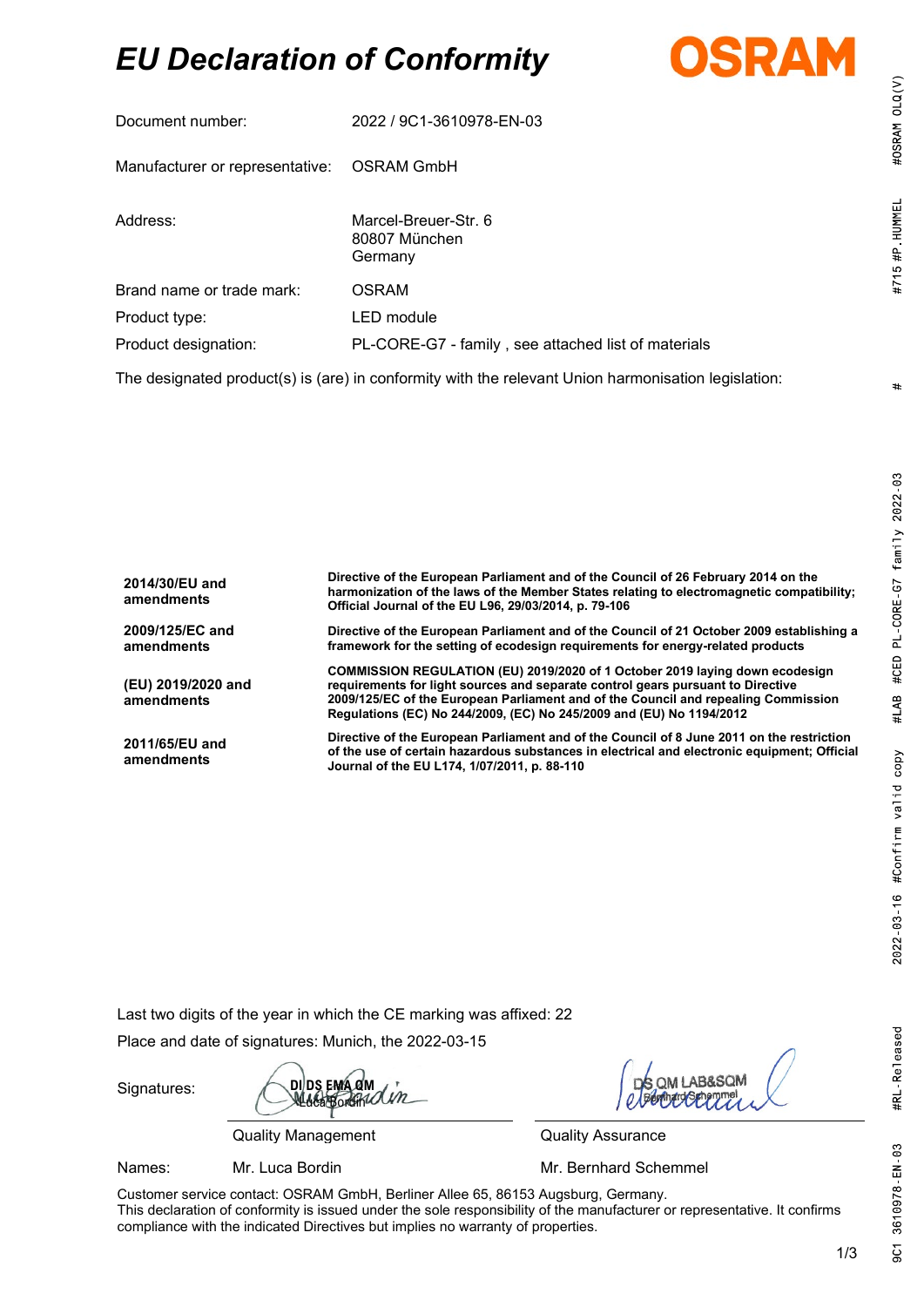# EU Declaration of Conformity

OSRAM

| | |
|---|---|
| Document number: | 2022 / 9C1-3610978-EN-03 |
| Manufacturer or representative: | OSRAM GmbH |
| Address: | Marcel-Breuer-Str. 6<br>80807 München<br>Germany |
| Brand name or trade mark: | OSRAM |
| Product type: | LED module |
| Product designation: | PL-CORE-G7 - family , see attached list of materials |

The designated product(s) is (are) in conformity with the relevant Union harmonisation legislation:

| | |
|---|---|
| **2014/30/EU and amendments** | **Directive of the European Parliament and of the Council of 26 February 2014 on the harmonization of the laws of the Member States relating to electromagnetic compatibility; Official Journal of the EU L96, 29/03/2014, p. 79-106** |
| **2009/125/EC and amendments** | **Directive of the European Parliament and of the Council of 21 October 2009 establishing a framework for the setting of ecodesign requirements for energy-related products** |
| **(EU) 2019/2020 and amendments** | **COMMISSION REGULATION (EU) 2019/2020 of 1 October 2019 laying down ecodesign requirements for light sources and separate control gears pursuant to Directive 2009/125/EC of the European Parliament and of the Council and repealing Commission Regulations (EC) No 244/2009, (EC) No 245/2009 and (EU) No 1194/2012** |
| **2011/65/EU and amendments** | **Directive of the European Parliament and of the Council of 8 June 2011 on the restriction of the use of certain hazardous substances in electrical and electronic equipment; Official Journal of the EU L174, 1/07/2011, p. 88-110** |

Last two digits of the year in which the CE marking was affixed: 22

Place and date of signatures: Munich, the 2022-03-15

| | | |
|---|---|---|
| Signatures: | DI DS EMA QM<br>Luca Bordin | DS QM LAB&SQM<br>Bernhard Schemmel |
| | Quality Management | Quality Assurance |
| Names: | Mr. Luca Bordin | Mr. Bernhard Schemmel |

Customer service contact: OSRAM GmbH, Berliner Allee 65, 86153 Augsburg, Germany.
This declaration of conformity is issued under the sole responsibility of the manufacturer or representative. It confirms compliance with the indicated Directives but implies no warranty of properties.

9C1 3610978-EN-03 #RL-Released 2022-03-16 #Confirm valid copy #LAB #CED PL-CORE-G7 family 2022-03 # #715 #P.HUMMEL #OSRAM OLQ(V)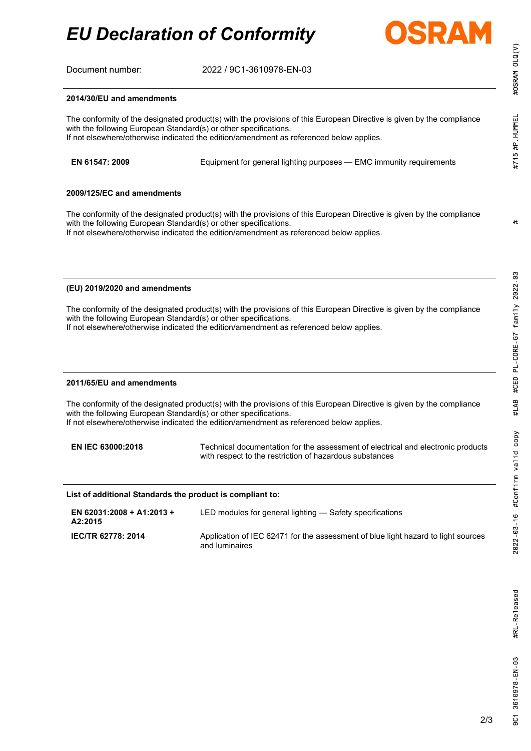# EU Declaration of Conformity

Document number: 2022 / 9C1-3610978-EN-03

**2014/30/EU and amendments**

The conformity of the designated product(s) with the provisions of this European Directive is given by the compliance with the following European Standard(s) or other specifications.
If not elsewhere/otherwise indicated the edition/amendment as referenced below applies.

| | |
|---|---|
| **EN 61547: 2009** | Equipment for general lighting purposes — EMC immunity requirements |

**2009/125/EC and amendments**

The conformity of the designated product(s) with the provisions of this European Directive is given by the compliance with the following European Standard(s) or other specifications.
If not elsewhere/otherwise indicated the edition/amendment as referenced below applies.

**(EU) 2019/2020 and amendments**

The conformity of the designated product(s) with the provisions of this European Directive is given by the compliance with the following European Standard(s) or other specifications.
If not elsewhere/otherwise indicated the edition/amendment as referenced below applies.

**2011/65/EU and amendments**

The conformity of the designated product(s) with the provisions of this European Directive is given by the compliance with the following European Standard(s) or other specifications.
If not elsewhere/otherwise indicated the edition/amendment as referenced below applies.

| | |
|---|---|
| **EN IEC 63000:2018** | Technical documentation for the assessment of electrical and electronic products with respect to the restriction of hazardous substances |

**List of additional Standards the product is compliant to:**

| | |
|---|---|
| **EN 62031:2008 + A1:2013 + A2:2015** | LED modules for general lighting — Safety specifications |
| **IEC/TR 62778: 2014** | Application of IEC 62471 for the assessment of blue light hazard to light sources and luminaires |

#OSRAM OLQ(V) #715 #P.HUMMEL # 2022-03-16 #Confirm valid copy #LAB #CED PL-CORE-G7 family 2022-03 #RL-Released 9C1 3610978-EN-03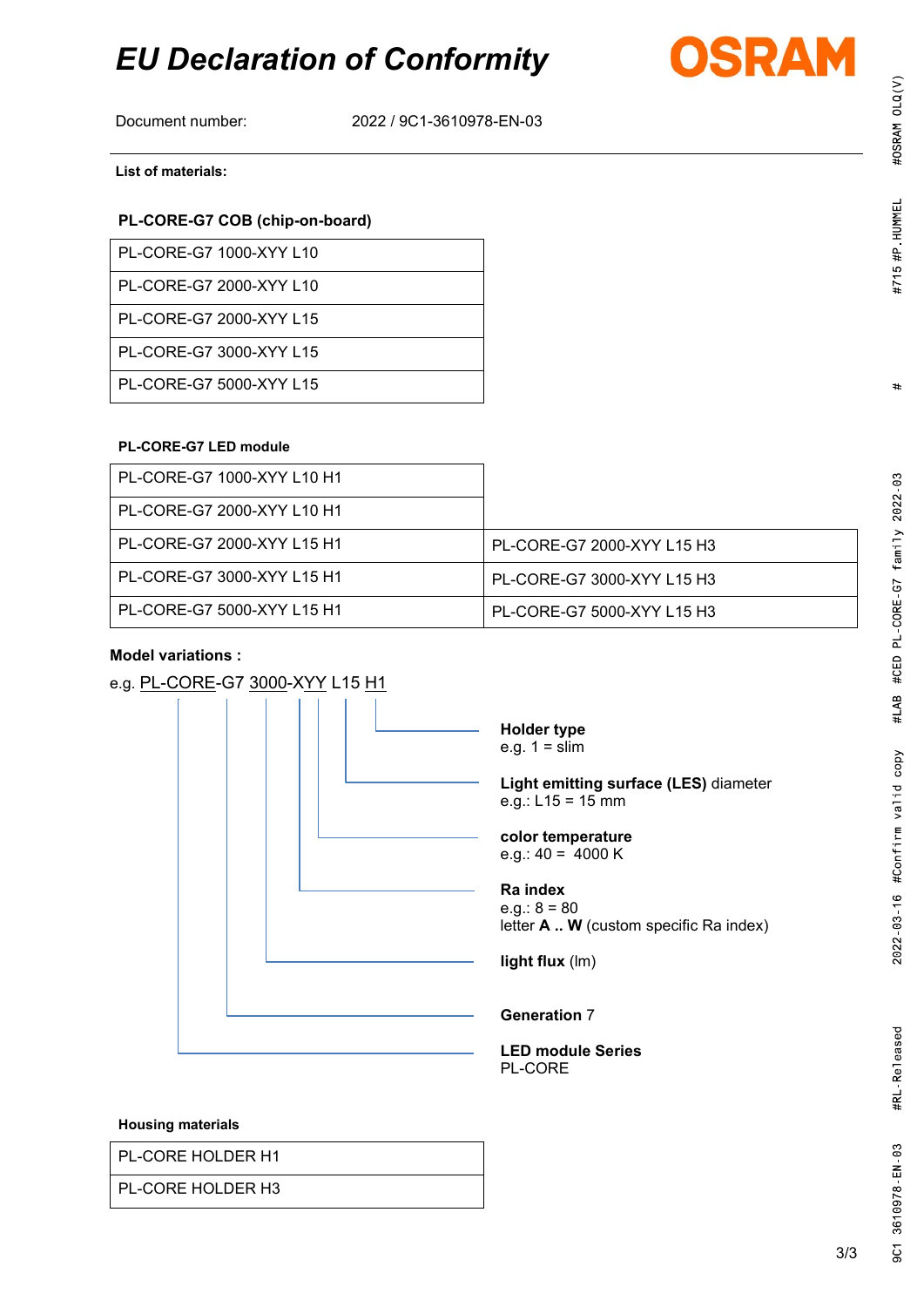# *EU Declaration of Conformity*

**OSRAM**

Document number: 2022 / 9C1-3610978-EN-03

**List of materials:**

**PL-CORE-G7 COB (chip-on-board)**

| |
|---|
| PL-CORE-G7 1000-XYY L10 |
| PL-CORE-G7 2000-XYY L10 |
| PL-CORE-G7 2000-XYY L15 |
| PL-CORE-G7 3000-XYY L15 |
| PL-CORE-G7 5000-XYY L15 |

**PL-CORE-G7 LED module**

| | |
|---|---|
| PL-CORE-G7 1000-XYY L10 H1 | |
| PL-CORE-G7 2000-XYY L10 H1 | |
| PL-CORE-G7 2000-XYY L15 H1 | PL-CORE-G7 2000-XYY L15 H3 |
| PL-CORE-G7 3000-XYY L15 H1 | PL-CORE-G7 3000-XYY L15 H3 |
| PL-CORE-G7 5000-XYY L15 H1 | PL-CORE-G7 5000-XYY L15 H3 |

**Model variations :**

e.g. PL-CORE-G7 3000-XYY L15 H1

**Holder type**
e.g. 1 = slim

**Light emitting surface (LES)** diameter
e.g.: L15 = 15 mm

**color temperature**
e.g.: 40 = 4000 K

**Ra index**
e.g.: 8 = 80
letter **A .. W** (custom specific Ra index)

**light flux** (lm)

**Generation** 7

**LED module Series**
PL-CORE

**Housing materials**

| |
|---|
| PL-CORE HOLDER H1 |
| PL-CORE HOLDER H3 |